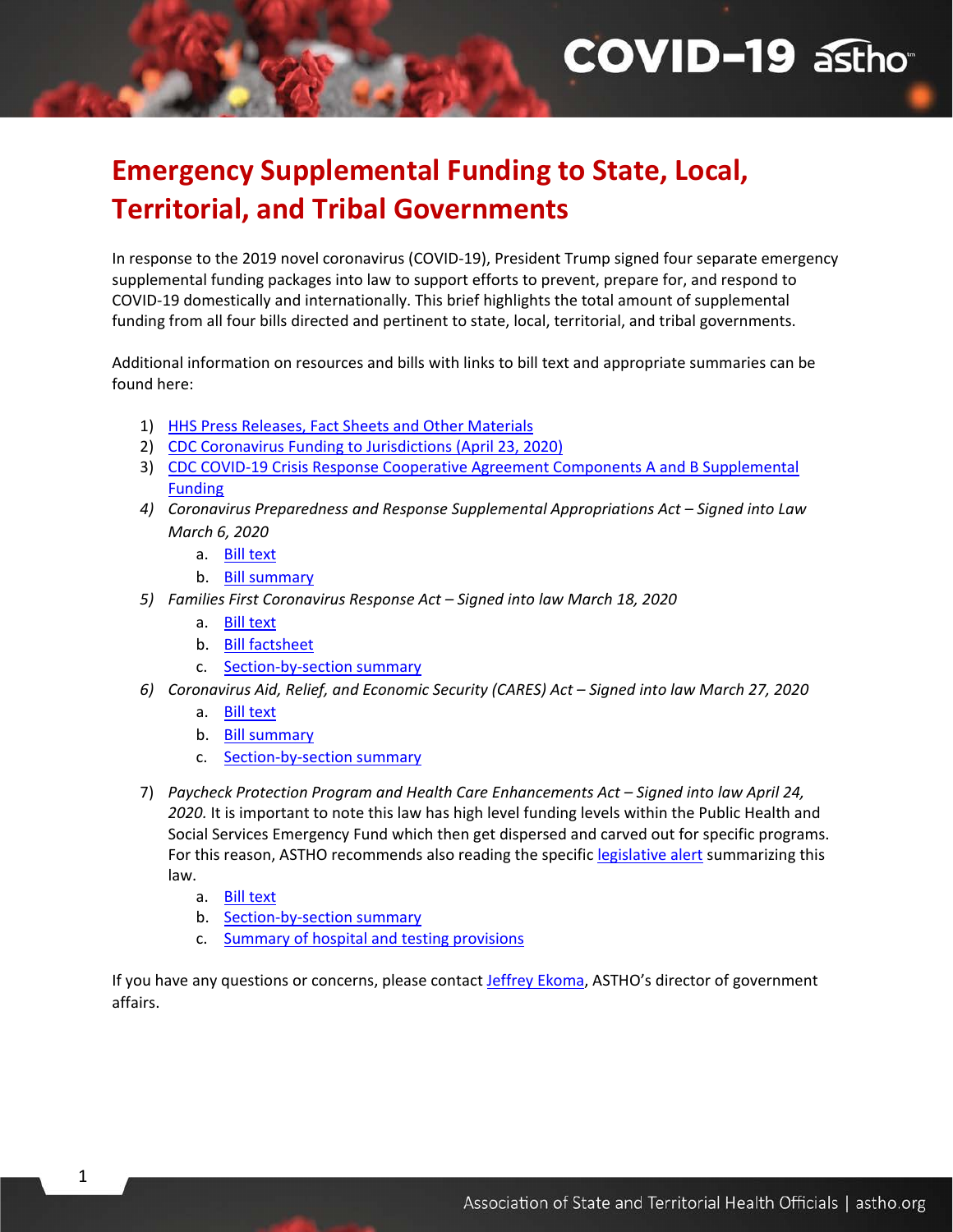# Emergency Supplemental Funding to State, Local, Territorial, and Tribal Governments

In response to the 2019 novel coronavirus (COVID-19), President Trump signed four separate emergency supplemental funding packages into law to support efforts to prevent, prepare for, and respond to COVID-19 domestically and internationally. This brief highlights the total amount of supplemental funding from all four bills directed and pertinent to state, local, territorial, and tribal governments.

Additional information on resources and bills with links to bill text and appropriate summaries can be found here:

1) HHS Press Releases, Fact Sheets and Other Materials
2) CDC Coronavirus Funding to Jurisdictions (April 23, 2020)
3) CDC COVID-19 Crisis Response Cooperative Agreement Components A and B Supplemental Funding
4) *Coronavirus Preparedness and Response Supplemental Appropriations Act – Signed into Law March 6, 2020*
    a. Bill text
    b. Bill summary
5) *Families First Coronavirus Response Act – Signed into law March 18, 2020*
    a. Bill text
    b. Bill factsheet
    c. Section-by-section summary
6) *Coronavirus Aid, Relief, and Economic Security (CARES) Act – Signed into law March 27, 2020*
    a. Bill text
    b. Bill summary
    c. Section-by-section summary
7) *Paycheck Protection Program and Health Care Enhancements Act – Signed into law April 24, 2020.* It is important to note this law has high level funding levels within the Public Health and Social Services Emergency Fund which then get dispersed and carved out for specific programs. For this reason, ASTHO recommends also reading the specific legislative alert summarizing this law.
    a. Bill text
    b. Section-by-section summary
    c. Summary of hospital and testing provisions

If you have any questions or concerns, please contact Jeffrey Ekoma, ASTHO's director of government affairs.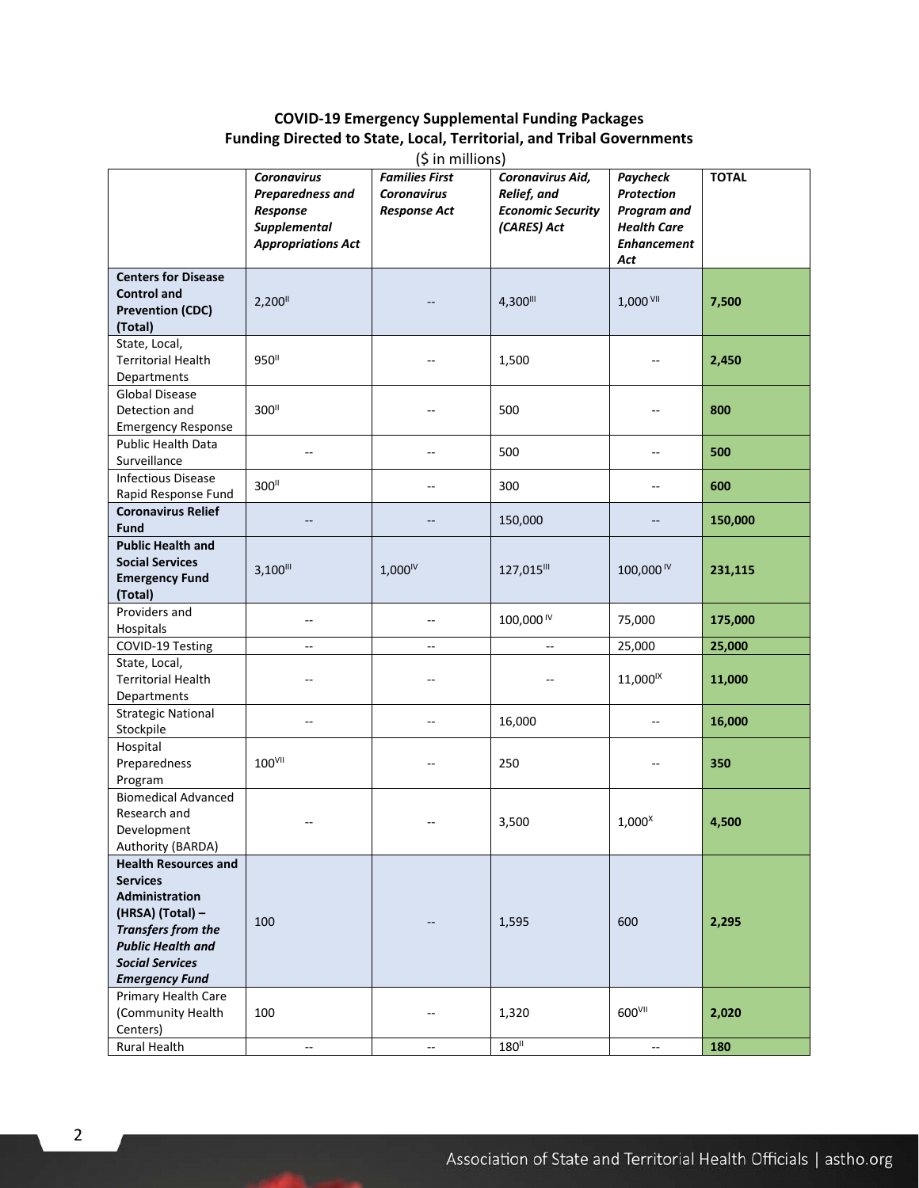**COVID-19 Emergency Supplemental Funding Packages**
**Funding Directed to State, Local, Territorial, and Tribal Governments**
($ in millions)

| | *Coronavirus Preparedness and Response Supplemental Appropriations Act* | *Families First Coronavirus Response Act* | *Coronavirus Aid, Relief, and Economic Security (CARES) Act* | *Paycheck Protection Program and Health Care Enhancement Act* | **TOTAL** |
|---|---|---|---|---|---|
| **Centers for Disease Control and Prevention (CDC) (Total)** | 2,200[II] | -- | 4,300[III] | 1,000[VII] | **7,500** |
| State, Local, Territorial Health Departments | 950[II] | -- | 1,500 | -- | **2,450** |
| Global Disease Detection and Emergency Response | 300[II] | -- | 500 | -- | **800** |
| Public Health Data Surveillance | -- | -- | 500 | -- | **500** |
| Infectious Disease Rapid Response Fund | 300[II] | -- | 300 | -- | **600** |
| **Coronavirus Relief Fund** | -- | -- | 150,000 | -- | **150,000** |
| **Public Health and Social Services Emergency Fund (Total)** | 3,100[III] | 1,000[IV] | 127,015[III] | 100,000[IV] | **231,115** |
| Providers and Hospitals | -- | -- | 100,000[IV] | 75,000 | **175,000** |
| COVID-19 Testing | -- | -- | -- | 25,000 | **25,000** |
| State, Local, Territorial Health Departments | -- | -- | -- | 11,000[IX] | **11,000** |
| Strategic National Stockpile | -- | -- | 16,000 | -- | **16,000** |
| Hospital Preparedness Program | 100[VII] | -- | 250 | -- | **350** |
| Biomedical Advanced Research and Development Authority (BARDA) | -- | -- | 3,500 | 1,000[X] | **4,500** |
| **Health Resources and Services Administration (HRSA) (Total) – *Transfers from the Public Health and Social Services Emergency Fund*** | 100 | -- | 1,595 | 600 | **2,295** |
| Primary Health Care (Community Health Centers) | 100 | -- | 1,320 | 600[VII] | **2,020** |
| Rural Health | -- | -- | 180[II] | -- | **180** |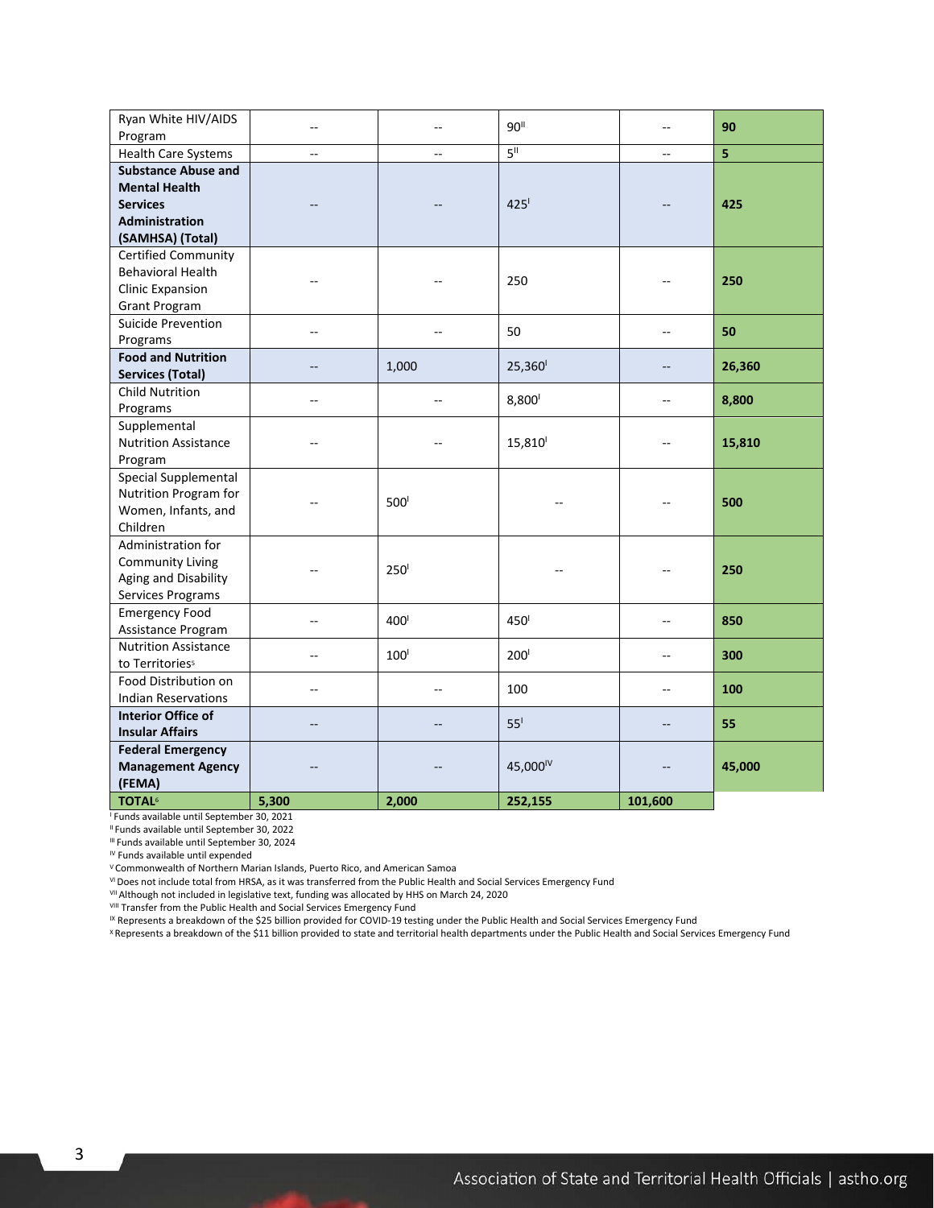| Ryan White HIV/AIDS Program | -- | -- | 90[II] | -- | **90** |
|---|---|---|---|---|---|
| Health Care Systems | -- | -- | 5[II] | -- | **5** |
| **Substance Abuse and Mental Health Services Administration (SAMHSA) (Total)** | -- | -- | 425[I] | -- | **425** |
| Certified Community Behavioral Health Clinic Expansion Grant Program | -- | -- | 250 | -- | **250** |
| Suicide Prevention Programs | -- | -- | 50 | -- | **50** |
| **Food and Nutrition Services (Total)** | -- | 1,000 | 25,360[I] | -- | **26,360** |
| Child Nutrition Programs | -- | -- | 8,800[I] | -- | **8,800** |
| Supplemental Nutrition Assistance Program | -- | -- | 15,810[I] | -- | **15,810** |
| Special Supplemental Nutrition Program for Women, Infants, and Children | -- | 500[I] | -- | -- | **500** |
| Administration for Community Living Aging and Disability Services Programs | -- | 250[I] | -- | -- | **250** |
| Emergency Food Assistance Program | -- | 400[I] | 450[I] | -- | **850** |
| Nutrition Assistance to Territories[5] | -- | 100[I] | 200[I] | -- | **300** |
| Food Distribution on Indian Reservations | -- | -- | 100 | -- | **100** |
| **Interior Office of Insular Affairs** | -- | -- | 55[I] | -- | **55** |
| **Federal Emergency Management Agency (FEMA)** | -- | -- | 45,000[IV] | -- | **45,000** |
| **TOTAL[6]** | **5,300** | **2,000** | **252,155** | **101,600** | |

[I] Funds available until September 30, 2021
[II] Funds available until September 30, 2022
[III] Funds available until September 30, 2024
[IV] Funds available until expended
[V] Commonwealth of Northern Marian Islands, Puerto Rico, and American Samoa
[VI] Does not include total from HRSA, as it was transferred from the Public Health and Social Services Emergency Fund
[VII] Although not included in legislative text, funding was allocated by HHS on March 24, 2020
[VIII] Transfer from the Public Health and Social Services Emergency Fund
[IX] Represents a breakdown of the $25 billion provided for COVID-19 testing under the Public Health and Social Services Emergency Fund
[X] Represents a breakdown of the $11 billion provided to state and territorial health departments under the Public Health and Social Services Emergency Fund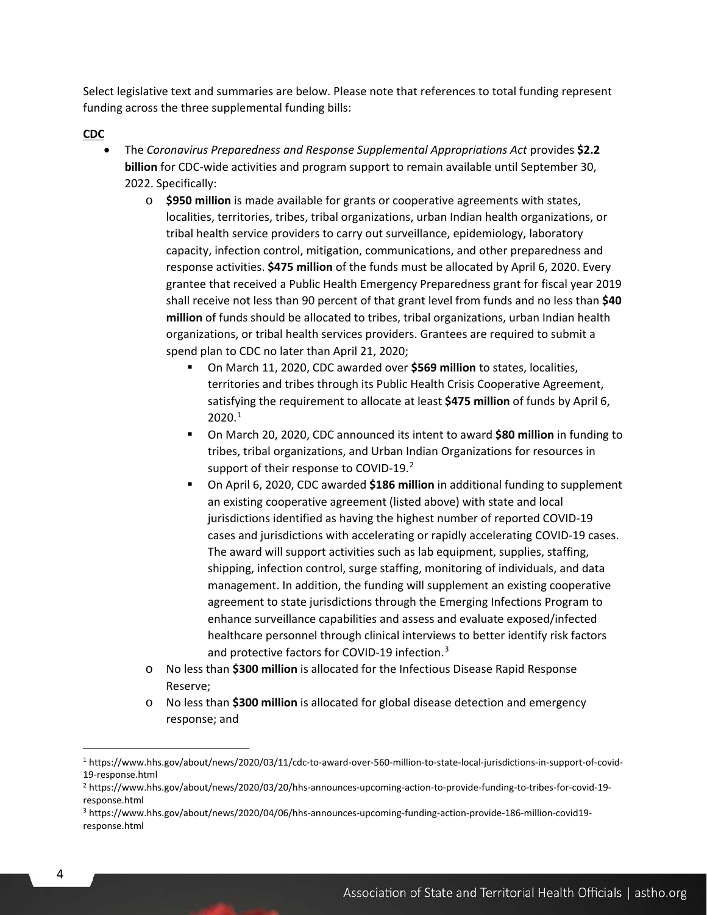Select legislative text and summaries are below. Please note that references to total funding represent funding across the three supplemental funding bills:

**CDC**

- The *Coronavirus Preparedness and Response Supplemental Appropriations Act* provides **$2.2 billion** for CDC-wide activities and program support to remain available until September 30, 2022. Specifically:
  - **$950 million** is made available for grants or cooperative agreements with states, localities, territories, tribes, tribal organizations, urban Indian health organizations, or tribal health service providers to carry out surveillance, epidemiology, laboratory capacity, infection control, mitigation, communications, and other preparedness and response activities. **$475 million** of the funds must be allocated by April 6, 2020. Every grantee that received a Public Health Emergency Preparedness grant for fiscal year 2019 shall receive not less than 90 percent of that grant level from funds and no less than **$40 million** of funds should be allocated to tribes, tribal organizations, urban Indian health organizations, or tribal health services providers. Grantees are required to submit a spend plan to CDC no later than April 21, 2020;
    - On March 11, 2020, CDC awarded over **$569 million** to states, localities, territories and tribes through its Public Health Crisis Cooperative Agreement, satisfying the requirement to allocate at least **$475 million** of funds by April 6, 2020.[1]
    - On March 20, 2020, CDC announced its intent to award **$80 million** in funding to tribes, tribal organizations, and Urban Indian Organizations for resources in support of their response to COVID-19.[2]
    - On April 6, 2020, CDC awarded **$186 million** in additional funding to supplement an existing cooperative agreement (listed above) with state and local jurisdictions identified as having the highest number of reported COVID-19 cases and jurisdictions with accelerating or rapidly accelerating COVID-19 cases. The award will support activities such as lab equipment, supplies, staffing, shipping, infection control, surge staffing, monitoring of individuals, and data management. In addition, the funding will supplement an existing cooperative agreement to state jurisdictions through the Emerging Infections Program to enhance surveillance capabilities and assess and evaluate exposed/infected healthcare personnel through clinical interviews to better identify risk factors and protective factors for COVID-19 infection.[3]
  - No less than **$300 million** is allocated for the Infectious Disease Rapid Response Reserve;
  - No less than **$300 million** is allocated for global disease detection and emergency response; and

[1] https://www.hhs.gov/about/news/2020/03/11/cdc-to-award-over-560-million-to-state-local-jurisdictions-in-support-of-covid-19-response.html

[2] https://www.hhs.gov/about/news/2020/03/20/hhs-announces-upcoming-action-to-provide-funding-to-tribes-for-covid-19-response.html

[3] https://www.hhs.gov/about/news/2020/04/06/hhs-announces-upcoming-funding-action-provide-186-million-covid19-response.html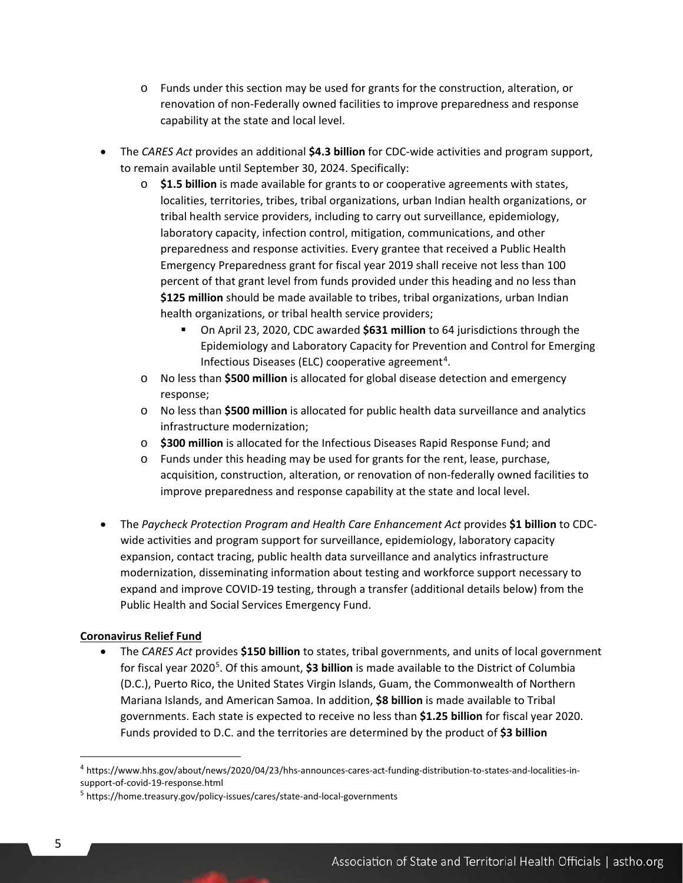- Funds under this section may be used for grants for the construction, alteration, or renovation of non-Federally owned facilities to improve preparedness and response capability at the state and local level.

- The *CARES Act* provides an additional **$4.3 billion** for CDC-wide activities and program support, to remain available until September 30, 2024. Specifically:
    - **$1.5 billion** is made available for grants to or cooperative agreements with states, localities, territories, tribes, tribal organizations, urban Indian health organizations, or tribal health service providers, including to carry out surveillance, epidemiology, laboratory capacity, infection control, mitigation, communications, and other preparedness and response activities. Every grantee that received a Public Health Emergency Preparedness grant for fiscal year 2019 shall receive not less than 100 percent of that grant level from funds provided under this heading and no less than **$125 million** should be made available to tribes, tribal organizations, urban Indian health organizations, or tribal health service providers;
        - On April 23, 2020, CDC awarded **$631 million** to 64 jurisdictions through the Epidemiology and Laboratory Capacity for Prevention and Control for Emerging Infectious Diseases (ELC) cooperative agreement[4].
    - No less than **$500 million** is allocated for global disease detection and emergency response;
    - No less than **$500 million** is allocated for public health data surveillance and analytics infrastructure modernization;
    - **$300 million** is allocated for the Infectious Diseases Rapid Response Fund; and
    - Funds under this heading may be used for grants for the rent, lease, purchase, acquisition, construction, alteration, or renovation of non-federally owned facilities to improve preparedness and response capability at the state and local level.

- The *Paycheck Protection Program and Health Care Enhancement Act* provides **$1 billion** to CDC-wide activities and program support for surveillance, epidemiology, laboratory capacity expansion, contact tracing, public health data surveillance and analytics infrastructure modernization, disseminating information about testing and workforce support necessary to expand and improve COVID-19 testing, through a transfer (additional details below) from the Public Health and Social Services Emergency Fund.

**Coronavirus Relief Fund**

- The *CARES Act* provides **$150 billion** to states, tribal governments, and units of local government for fiscal year 2020[5]. Of this amount, **$3 billion** is made available to the District of Columbia (D.C.), Puerto Rico, the United States Virgin Islands, Guam, the Commonwealth of Northern Mariana Islands, and American Samoa. In addition, **$8 billion** is made available to Tribal governments. Each state is expected to receive no less than **$1.25 billion** for fiscal year 2020. Funds provided to D.C. and the territories are determined by the product of **$3 billion**

---

[4] https://www.hhs.gov/about/news/2020/04/23/hhs-announces-cares-act-funding-distribution-to-states-and-localities-in-support-of-covid-19-response.html

[5] https://home.treasury.gov/policy-issues/cares/state-and-local-governments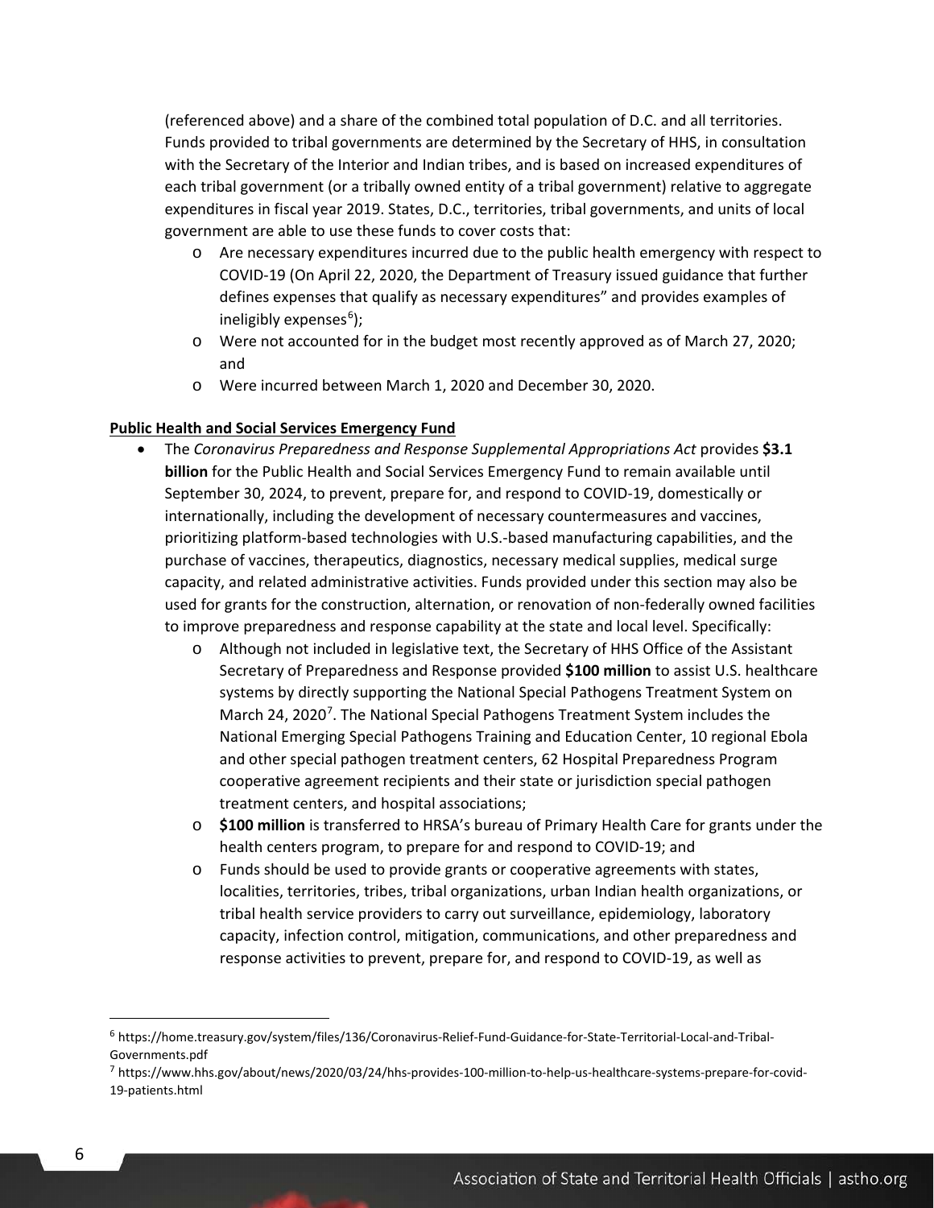(referenced above) and a share of the combined total population of D.C. and all territories. Funds provided to tribal governments are determined by the Secretary of HHS, in consultation with the Secretary of the Interior and Indian tribes, and is based on increased expenditures of each tribal government (or a tribally owned entity of a tribal government) relative to aggregate expenditures in fiscal year 2019. States, D.C., territories, tribal governments, and units of local government are able to use these funds to cover costs that:

- Are necessary expenditures incurred due to the public health emergency with respect to COVID-19 (On April 22, 2020, the Department of Treasury issued guidance that further defines expenses that qualify as necessary expenditures" and provides examples of ineligibly expenses[6]);
- Were not accounted for in the budget most recently approved as of March 27, 2020; and
- Were incurred between March 1, 2020 and December 30, 2020.

**Public Health and Social Services Emergency Fund**

- The *Coronavirus Preparedness and Response Supplemental Appropriations Act* provides **$3.1 billion** for the Public Health and Social Services Emergency Fund to remain available until September 30, 2024, to prevent, prepare for, and respond to COVID-19, domestically or internationally, including the development of necessary countermeasures and vaccines, prioritizing platform-based technologies with U.S.-based manufacturing capabilities, and the purchase of vaccines, therapeutics, diagnostics, necessary medical supplies, medical surge capacity, and related administrative activities. Funds provided under this section may also be used for grants for the construction, alternation, or renovation of non-federally owned facilities to improve preparedness and response capability at the state and local level. Specifically:
  - Although not included in legislative text, the Secretary of HHS Office of the Assistant Secretary of Preparedness and Response provided **$100 million** to assist U.S. healthcare systems by directly supporting the National Special Pathogens Treatment System on March 24, 2020[7]. The National Special Pathogens Treatment System includes the National Emerging Special Pathogens Training and Education Center, 10 regional Ebola and other special pathogen treatment centers, 62 Hospital Preparedness Program cooperative agreement recipients and their state or jurisdiction special pathogen treatment centers, and hospital associations;
  - **$100 million** is transferred to HRSA's bureau of Primary Health Care for grants under the health centers program, to prepare for and respond to COVID-19; and
  - Funds should be used to provide grants or cooperative agreements with states, localities, territories, tribes, tribal organizations, urban Indian health organizations, or tribal health service providers to carry out surveillance, epidemiology, laboratory capacity, infection control, mitigation, communications, and other preparedness and response activities to prevent, prepare for, and respond to COVID-19, as well as

[6] https://home.treasury.gov/system/files/136/Coronavirus-Relief-Fund-Guidance-for-State-Territorial-Local-and-Tribal-Governments.pdf

[7] https://www.hhs.gov/about/news/2020/03/24/hhs-provides-100-million-to-help-us-healthcare-systems-prepare-for-covid-19-patients.html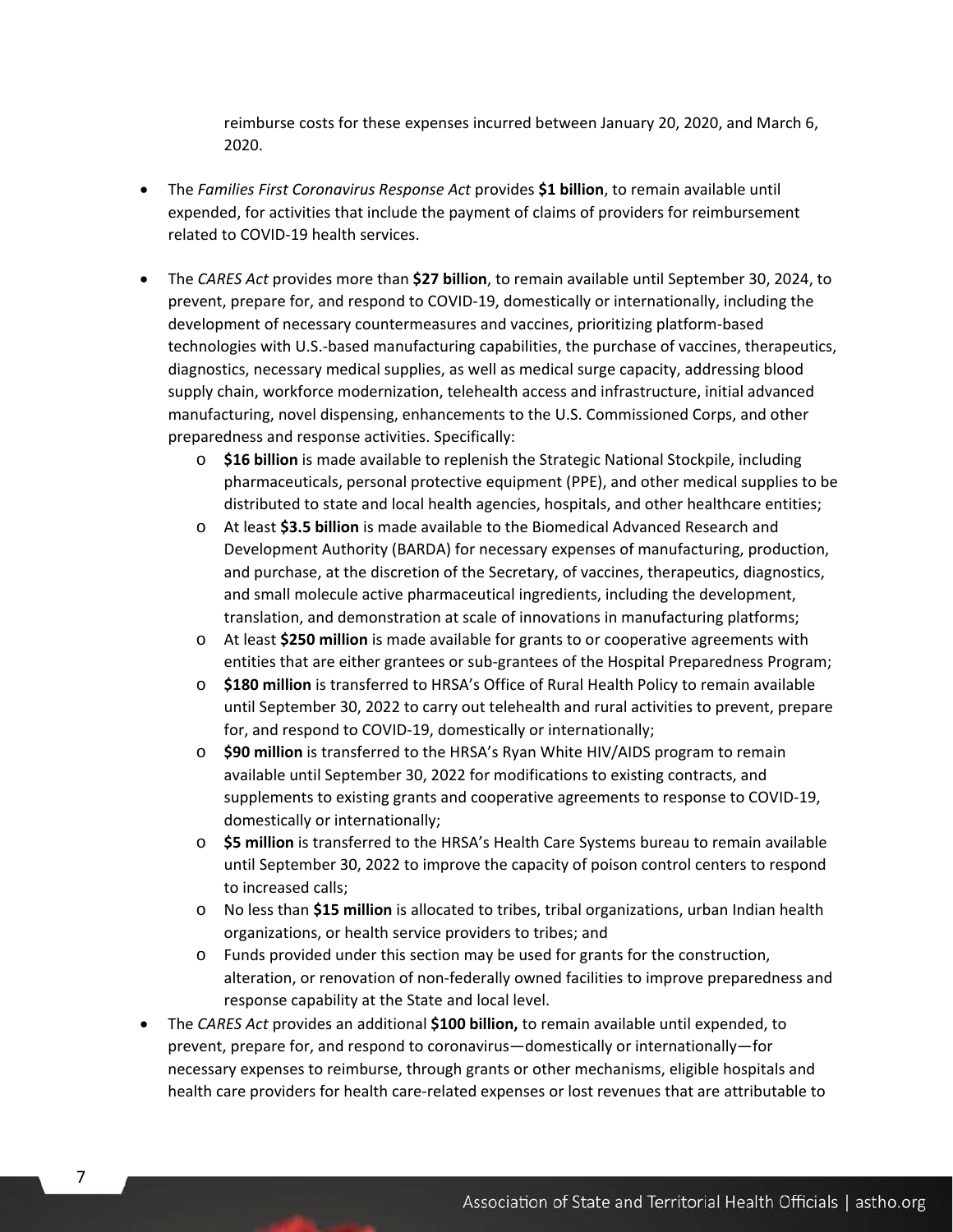reimburse costs for these expenses incurred between January 20, 2020, and March 6, 2020.

- The *Families First Coronavirus Response Act* provides **$1 billion**, to remain available until expended, for activities that include the payment of claims of providers for reimbursement related to COVID-19 health services.

- The *CARES Act* provides more than **$27 billion**, to remain available until September 30, 2024, to prevent, prepare for, and respond to COVID-19, domestically or internationally, including the development of necessary countermeasures and vaccines, prioritizing platform-based technologies with U.S.-based manufacturing capabilities, the purchase of vaccines, therapeutics, diagnostics, necessary medical supplies, as well as medical surge capacity, addressing blood supply chain, workforce modernization, telehealth access and infrastructure, initial advanced manufacturing, novel dispensing, enhancements to the U.S. Commissioned Corps, and other preparedness and response activities. Specifically:
  - **$16 billion** is made available to replenish the Strategic National Stockpile, including pharmaceuticals, personal protective equipment (PPE), and other medical supplies to be distributed to state and local health agencies, hospitals, and other healthcare entities;
  - At least **$3.5 billion** is made available to the Biomedical Advanced Research and Development Authority (BARDA) for necessary expenses of manufacturing, production, and purchase, at the discretion of the Secretary, of vaccines, therapeutics, diagnostics, and small molecule active pharmaceutical ingredients, including the development, translation, and demonstration at scale of innovations in manufacturing platforms;
  - At least **$250 million** is made available for grants to or cooperative agreements with entities that are either grantees or sub-grantees of the Hospital Preparedness Program;
  - **$180 million** is transferred to HRSA's Office of Rural Health Policy to remain available until September 30, 2022 to carry out telehealth and rural activities to prevent, prepare for, and respond to COVID-19, domestically or internationally;
  - **$90 million** is transferred to the HRSA's Ryan White HIV/AIDS program to remain available until September 30, 2022 for modifications to existing contracts, and supplements to existing grants and cooperative agreements to response to COVID-19, domestically or internationally;
  - **$5 million** is transferred to the HRSA's Health Care Systems bureau to remain available until September 30, 2022 to improve the capacity of poison control centers to respond to increased calls;
  - No less than **$15 million** is allocated to tribes, tribal organizations, urban Indian health organizations, or health service providers to tribes; and
  - Funds provided under this section may be used for grants for the construction, alteration, or renovation of non-federally owned facilities to improve preparedness and response capability at the State and local level.
- The *CARES Act* provides an additional **$100 billion,** to remain available until expended, to prevent, prepare for, and respond to coronavirus—domestically or internationally—for necessary expenses to reimburse, through grants or other mechanisms, eligible hospitals and health care providers for health care-related expenses or lost revenues that are attributable to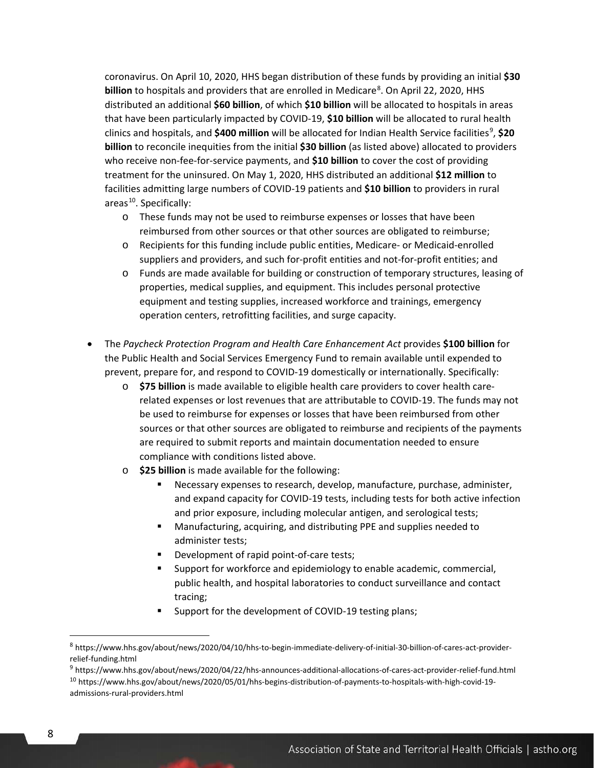coronavirus. On April 10, 2020, HHS began distribution of these funds by providing an initial **$30 billion** to hospitals and providers that are enrolled in Medicare[8]. On April 22, 2020, HHS distributed an additional **$60 billion**, of which **$10 billion** will be allocated to hospitals in areas that have been particularly impacted by COVID-19, **$10 billion** will be allocated to rural health clinics and hospitals, and **$400 million** will be allocated for Indian Health Service facilities[9], **$20 billion** to reconcile inequities from the initial **$30 billion** (as listed above) allocated to providers who receive non-fee-for-service payments, and **$10 billion** to cover the cost of providing treatment for the uninsured. On May 1, 2020, HHS distributed an additional **$12 million** to facilities admitting large numbers of COVID-19 patients and **$10 billion** to providers in rural areas[10]. Specifically:
    - These funds may not be used to reimburse expenses or losses that have been reimbursed from other sources or that other sources are obligated to reimburse;
    - Recipients for this funding include public entities, Medicare- or Medicaid-enrolled suppliers and providers, and such for-profit entities and not-for-profit entities; and
    - Funds are made available for building or construction of temporary structures, leasing of properties, medical supplies, and equipment. This includes personal protective equipment and testing supplies, increased workforce and trainings, emergency operation centers, retrofitting facilities, and surge capacity.

- The *Paycheck Protection Program and Health Care Enhancement Act* provides **$100 billion** for the Public Health and Social Services Emergency Fund to remain available until expended to prevent, prepare for, and respond to COVID-19 domestically or internationally. Specifically:
    - **$75 billion** is made available to eligible health care providers to cover health care-related expenses or lost revenues that are attributable to COVID-19. The funds may not be used to reimburse for expenses or losses that have been reimbursed from other sources or that other sources are obligated to reimburse and recipients of the payments are required to submit reports and maintain documentation needed to ensure compliance with conditions listed above.
    - **$25 billion** is made available for the following:
        - Necessary expenses to research, develop, manufacture, purchase, administer, and expand capacity for COVID-19 tests, including tests for both active infection and prior exposure, including molecular antigen, and serological tests;
        - Manufacturing, acquiring, and distributing PPE and supplies needed to administer tests;
        - Development of rapid point-of-care tests;
        - Support for workforce and epidemiology to enable academic, commercial, public health, and hospital laboratories to conduct surveillance and contact tracing;
        - Support for the development of COVID-19 testing plans;

---

[8] https://www.hhs.gov/about/news/2020/04/10/hhs-to-begin-immediate-delivery-of-initial-30-billion-of-cares-act-provider-relief-funding.html

[9] https://www.hhs.gov/about/news/2020/04/22/hhs-announces-additional-allocations-of-cares-act-provider-relief-fund.html

[10] https://www.hhs.gov/about/news/2020/05/01/hhs-begins-distribution-of-payments-to-hospitals-with-high-covid-19-admissions-rural-providers.html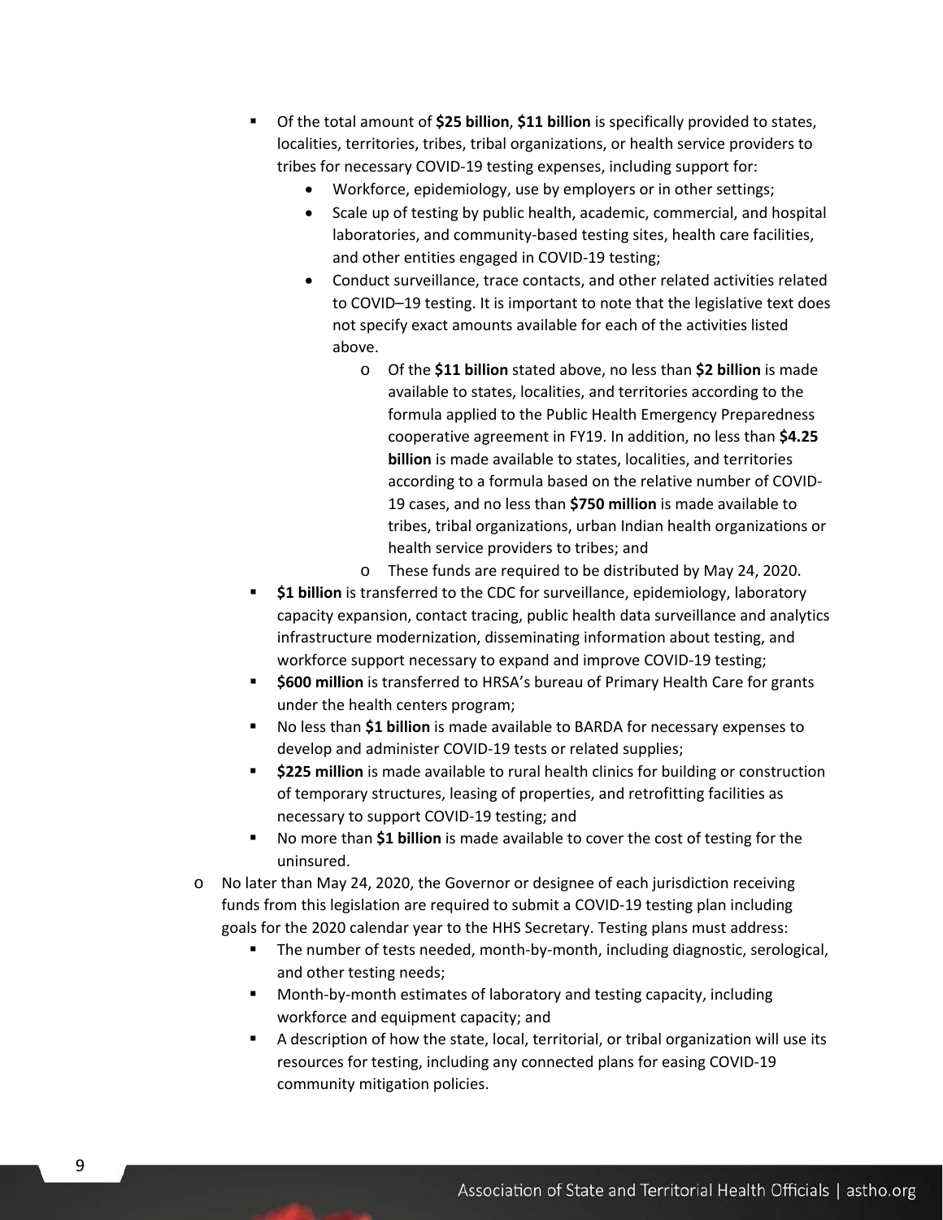- Of the total amount of **$25 billion**, **$11 billion** is specifically provided to states, localities, territories, tribes, tribal organizations, or health service providers to tribes for necessary COVID-19 testing expenses, including support for:
      - Workforce, epidemiology, use by employers or in other settings;
      - Scale up of testing by public health, academic, commercial, and hospital laboratories, and community-based testing sites, health care facilities, and other entities engaged in COVID-19 testing;
      - Conduct surveillance, trace contacts, and other related activities related to COVID–19 testing. It is important to note that the legislative text does not specify exact amounts available for each of the activities listed above.
        - Of the **$11 billion** stated above, no less than **$2 billion** is made available to states, localities, and territories according to the formula applied to the Public Health Emergency Preparedness cooperative agreement in FY19. In addition, no less than **$4.25 billion** is made available to states, localities, and territories according to a formula based on the relative number of COVID-19 cases, and no less than **$750 million** is made available to tribes, tribal organizations, urban Indian health organizations or health service providers to tribes; and
        - These funds are required to be distributed by May 24, 2020.
    - **$1 billion** is transferred to the CDC for surveillance, epidemiology, laboratory capacity expansion, contact tracing, public health data surveillance and analytics infrastructure modernization, disseminating information about testing, and workforce support necessary to expand and improve COVID-19 testing;
    - **$600 million** is transferred to HRSA's bureau of Primary Health Care for grants under the health centers program;
    - No less than **$1 billion** is made available to BARDA for necessary expenses to develop and administer COVID-19 tests or related supplies;
    - **$225 million** is made available to rural health clinics for building or construction of temporary structures, leasing of properties, and retrofitting facilities as necessary to support COVID-19 testing; and
    - No more than **$1 billion** is made available to cover the cost of testing for the uninsured.
  - No later than May 24, 2020, the Governor or designee of each jurisdiction receiving funds from this legislation are required to submit a COVID-19 testing plan including goals for the 2020 calendar year to the HHS Secretary. Testing plans must address:
    - The number of tests needed, month-by-month, including diagnostic, serological, and other testing needs;
    - Month-by-month estimates of laboratory and testing capacity, including workforce and equipment capacity; and
    - A description of how the state, local, territorial, or tribal organization will use its resources for testing, including any connected plans for easing COVID-19 community mitigation policies.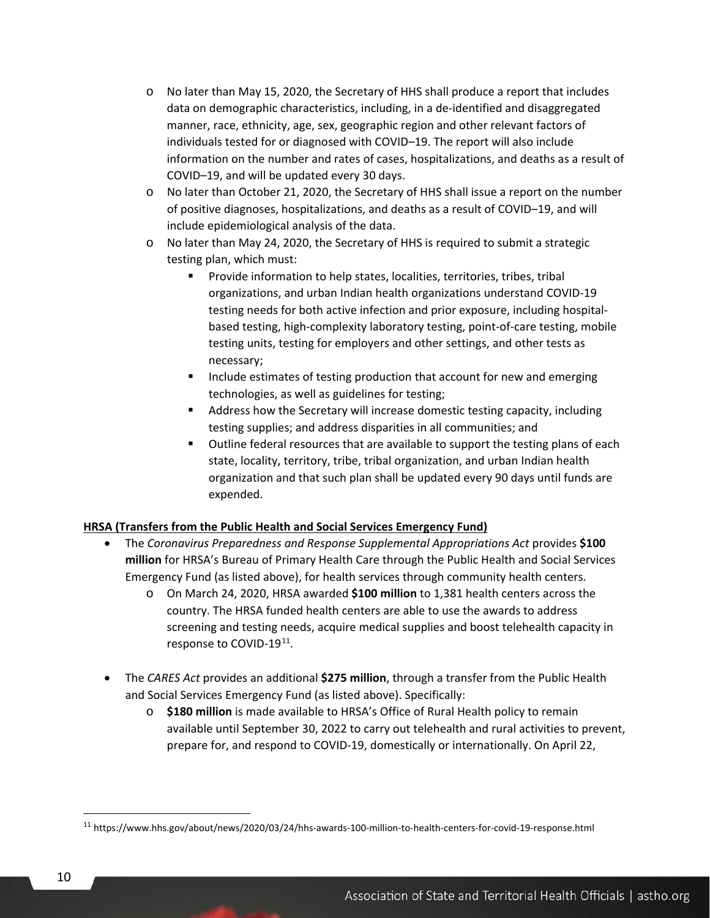- No later than May 15, 2020, the Secretary of HHS shall produce a report that includes data on demographic characteristics, including, in a de-identified and disaggregated manner, race, ethnicity, age, sex, geographic region and other relevant factors of individuals tested for or diagnosed with COVID–19. The report will also include information on the number and rates of cases, hospitalizations, and deaths as a result of COVID–19, and will be updated every 30 days.
- No later than October 21, 2020, the Secretary of HHS shall issue a report on the number of positive diagnoses, hospitalizations, and deaths as a result of COVID–19, and will include epidemiological analysis of the data.
- No later than May 24, 2020, the Secretary of HHS is required to submit a strategic testing plan, which must:
  - Provide information to help states, localities, territories, tribes, tribal organizations, and urban Indian health organizations understand COVID-19 testing needs for both active infection and prior exposure, including hospital-based testing, high-complexity laboratory testing, point-of-care testing, mobile testing units, testing for employers and other settings, and other tests as necessary;
  - Include estimates of testing production that account for new and emerging technologies, as well as guidelines for testing;
  - Address how the Secretary will increase domestic testing capacity, including testing supplies; and address disparities in all communities; and
  - Outline federal resources that are available to support the testing plans of each state, locality, territory, tribe, tribal organization, and urban Indian health organization and that such plan shall be updated every 90 days until funds are expended.

**HRSA (Transfers from the Public Health and Social Services Emergency Fund)**

- The *Coronavirus Preparedness and Response Supplemental Appropriations Act* provides **$100 million** for HRSA's Bureau of Primary Health Care through the Public Health and Social Services Emergency Fund (as listed above), for health services through community health centers.
  - On March 24, 2020, HRSA awarded **$100 million** to 1,381 health centers across the country. The HRSA funded health centers are able to use the awards to address screening and testing needs, acquire medical supplies and boost telehealth capacity in response to COVID-19[11].

- The *CARES Act* provides an additional **$275 million**, through a transfer from the Public Health and Social Services Emergency Fund (as listed above). Specifically:
  - **$180 million** is made available to HRSA's Office of Rural Health policy to remain available until September 30, 2022 to carry out telehealth and rural activities to prevent, prepare for, and respond to COVID-19, domestically or internationally. On April 22,

[11] https://www.hhs.gov/about/news/2020/03/24/hhs-awards-100-million-to-health-centers-for-covid-19-response.html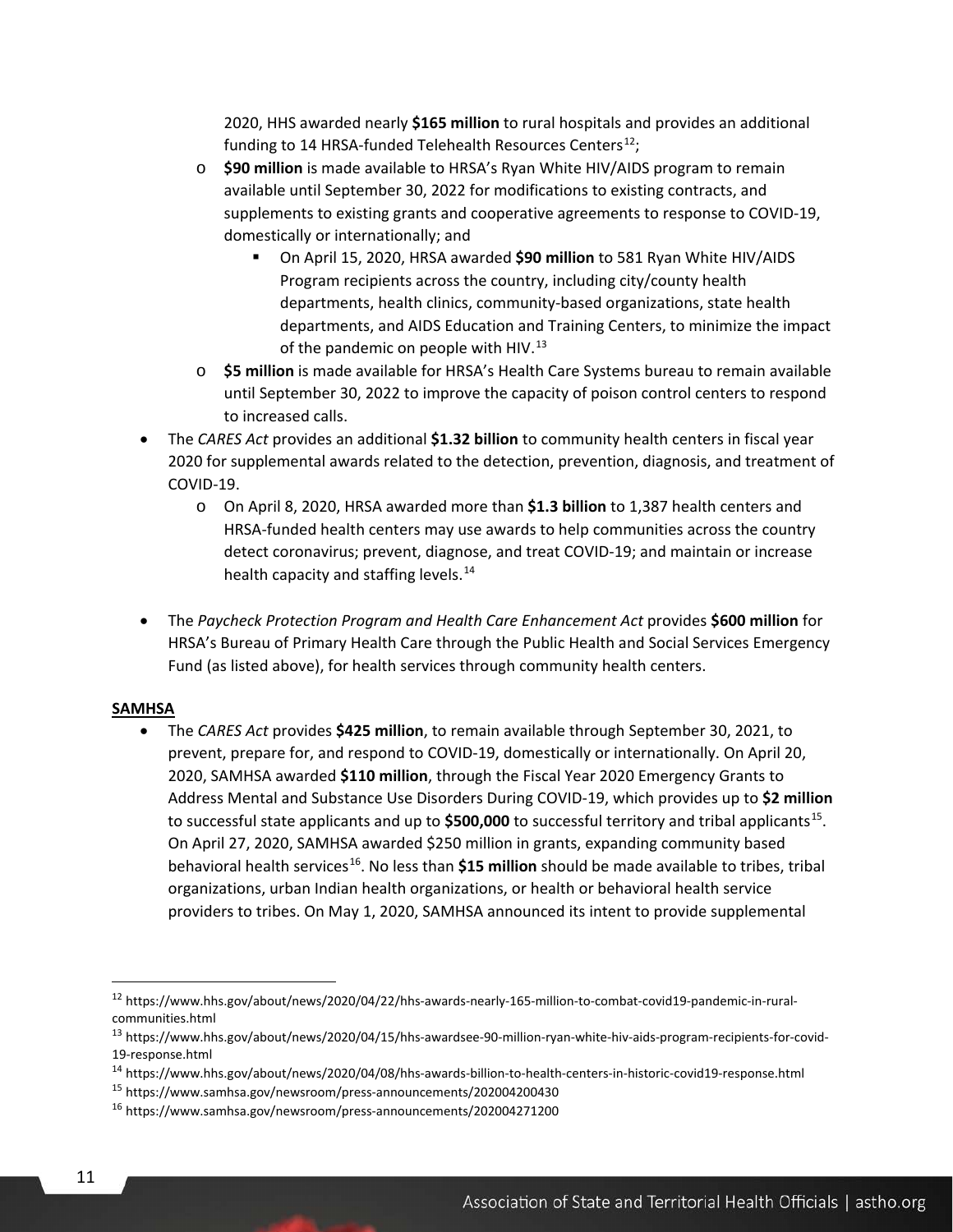2020, HHS awarded nearly **$165 million** to rural hospitals and provides an additional funding to 14 HRSA-funded Telehealth Resources Centers[12];

   - **$90 million** is made available to HRSA's Ryan White HIV/AIDS program to remain available until September 30, 2022 for modifications to existing contracts, and supplements to existing grants and cooperative agreements to response to COVID-19, domestically or internationally; and
     - On April 15, 2020, HRSA awarded **$90 million** to 581 Ryan White HIV/AIDS Program recipients across the country, including city/county health departments, health clinics, community-based organizations, state health departments, and AIDS Education and Training Centers, to minimize the impact of the pandemic on people with HIV.[13]
   - **$5 million** is made available for HRSA's Health Care Systems bureau to remain available until September 30, 2022 to improve the capacity of poison control centers to respond to increased calls.

- The *CARES Act* provides an additional **$1.32 billion** to community health centers in fiscal year 2020 for supplemental awards related to the detection, prevention, diagnosis, and treatment of COVID-19.
   - On April 8, 2020, HRSA awarded more than **$1.3 billion** to 1,387 health centers and HRSA-funded health centers may use awards to help communities across the country detect coronavirus; prevent, diagnose, and treat COVID-19; and maintain or increase health capacity and staffing levels.[14]

- The *Paycheck Protection Program and Health Care Enhancement Act* provides **$600 million** for HRSA's Bureau of Primary Health Care through the Public Health and Social Services Emergency Fund (as listed above), for health services through community health centers.

**SAMHSA**

- The *CARES Act* provides **$425 million**, to remain available through September 30, 2021, to prevent, prepare for, and respond to COVID-19, domestically or internationally. On April 20, 2020, SAMHSA awarded **$110 million**, through the Fiscal Year 2020 Emergency Grants to Address Mental and Substance Use Disorders During COVID-19, which provides up to **$2 million** to successful state applicants and up to **$500,000** to successful territory and tribal applicants[15]. On April 27, 2020, SAMHSA awarded $250 million in grants, expanding community based behavioral health services[16]. No less than **$15 million** should be made available to tribes, tribal organizations, urban Indian health organizations, or health or behavioral health service providers to tribes. On May 1, 2020, SAMHSA announced its intent to provide supplemental

---

[12] https://www.hhs.gov/about/news/2020/04/22/hhs-awards-nearly-165-million-to-combat-covid19-pandemic-in-rural-communities.html

[13] https://www.hhs.gov/about/news/2020/04/15/hhs-awardsee-90-million-ryan-white-hiv-aids-program-recipients-for-covid-19-response.html

[14] https://www.hhs.gov/about/news/2020/04/08/hhs-awards-billion-to-health-centers-in-historic-covid19-response.html

[15] https://www.samhsa.gov/newsroom/press-announcements/202004200430

[16] https://www.samhsa.gov/newsroom/press-announcements/202004271200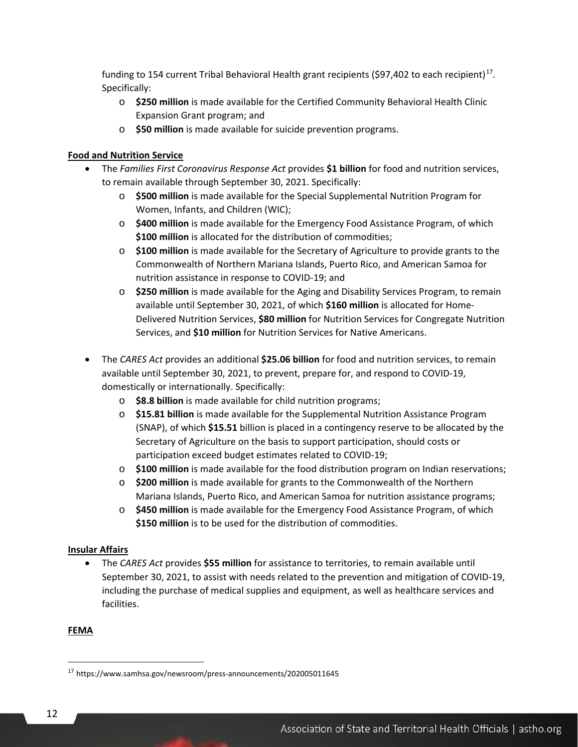funding to 154 current Tribal Behavioral Health grant recipients ($97,402 to each recipient)[17]. Specifically:

- **$250 million** is made available for the Certified Community Behavioral Health Clinic Expansion Grant program; and
- **$50 million** is made available for suicide prevention programs.

**Food and Nutrition Service**

- The *Families First Coronavirus Response Act* provides **$1 billion** for food and nutrition services, to remain available through September 30, 2021. Specifically:
  - **$500 million** is made available for the Special Supplemental Nutrition Program for Women, Infants, and Children (WIC);
  - **$400 million** is made available for the Emergency Food Assistance Program, of which **$100 million** is allocated for the distribution of commodities;
  - **$100 million** is made available for the Secretary of Agriculture to provide grants to the Commonwealth of Northern Mariana Islands, Puerto Rico, and American Samoa for nutrition assistance in response to COVID-19; and
  - **$250 million** is made available for the Aging and Disability Services Program, to remain available until September 30, 2021, of which **$160 million** is allocated for Home-Delivered Nutrition Services, **$80 million** for Nutrition Services for Congregate Nutrition Services, and **$10 million** for Nutrition Services for Native Americans.

- The *CARES Act* provides an additional **$25.06 billion** for food and nutrition services, to remain available until September 30, 2021, to prevent, prepare for, and respond to COVID-19, domestically or internationally. Specifically:
  - **$8.8 billion** is made available for child nutrition programs;
  - **$15.81 billion** is made available for the Supplemental Nutrition Assistance Program (SNAP), of which **$15.51** billion is placed in a contingency reserve to be allocated by the Secretary of Agriculture on the basis to support participation, should costs or participation exceed budget estimates related to COVID-19;
  - **$100 million** is made available for the food distribution program on Indian reservations;
  - **$200 million** is made available for grants to the Commonwealth of the Northern Mariana Islands, Puerto Rico, and American Samoa for nutrition assistance programs;
  - **$450 million** is made available for the Emergency Food Assistance Program, of which **$150 million** is to be used for the distribution of commodities.

**Insular Affairs**

- The *CARES Act* provides **$55 million** for assistance to territories, to remain available until September 30, 2021, to assist with needs related to the prevention and mitigation of COVID-19, including the purchase of medical supplies and equipment, as well as healthcare services and facilities.

**FEMA**

---

[17] https://www.samhsa.gov/newsroom/press-announcements/202005011645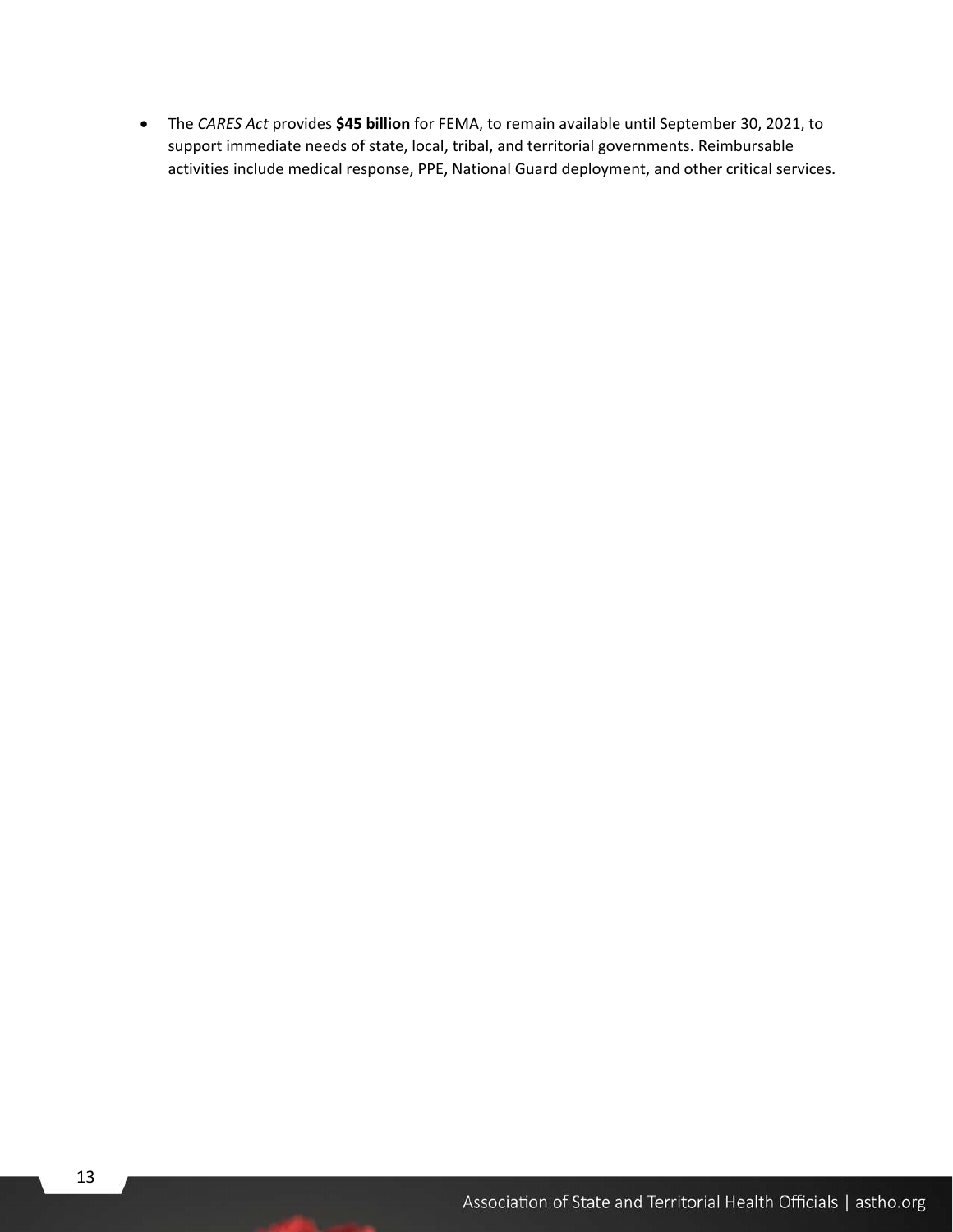- The *CARES Act* provides **$45 billion** for FEMA, to remain available until September 30, 2021, to support immediate needs of state, local, tribal, and territorial governments. Reimbursable activities include medical response, PPE, National Guard deployment, and other critical services.